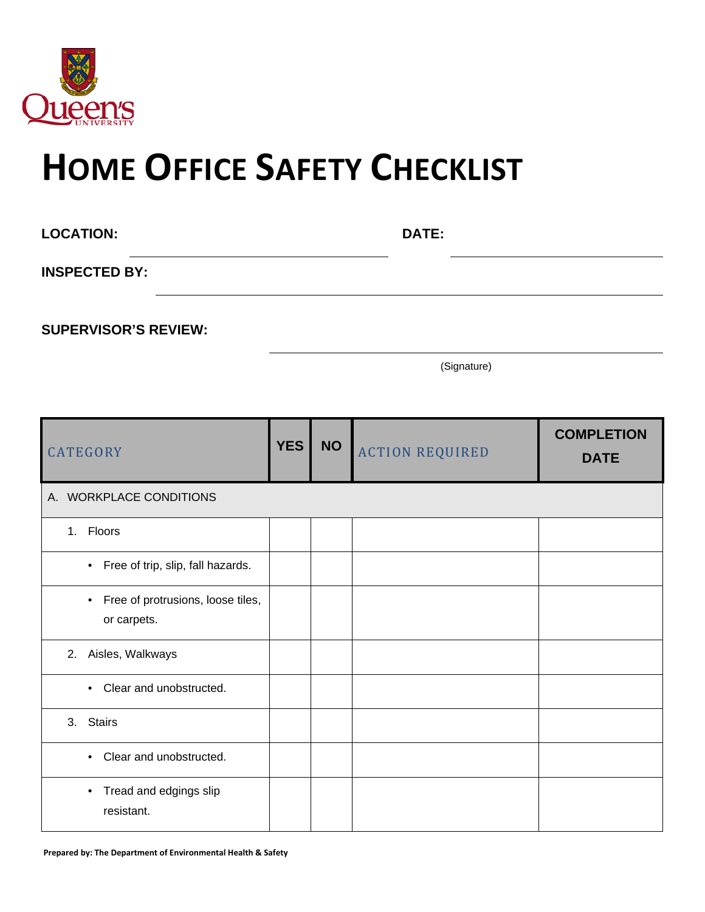# HOME OFFICE SAFETY CHECKLIST

**LOCATION:** \_\_\_\_\_\_\_\_\_\_\_\_\_\_\_\_\_\_\_\_ **DATE:** \_\_\_\_\_\_\_\_\_\_\_\_\_\_\_\_\_\_\_\_

**INSPECTED BY:** \_\_\_\_\_\_\_\_\_\_\_\_\_\_\_\_\_\_\_\_\_\_\_\_\_\_\_\_\_\_\_\_\_\_\_\_\_\_\_\_

**SUPERVISOR'S REVIEW:** \_\_\_\_\_\_\_\_\_\_\_\_\_\_\_\_\_\_\_\_\_\_\_\_\_\_\_\_\_\_\_\_\_\_\_\_\_\_\_\_
(Signature)

| CATEGORY | YES | NO | ACTION REQUIRED | COMPLETION DATE |
|---|---|---|---|---|
| A. WORKPLACE CONDITIONS | | | | |
| 1. Floors | | | | |
| • Free of trip, slip, fall hazards. | | | | |
| • Free of protrusions, loose tiles, or carpets. | | | | |
| 2. Aisles, Walkways | | | | |
| • Clear and unobstructed. | | | | |
| 3. Stairs | | | | |
| • Clear and unobstructed. | | | | |
| • Tread and edgings slip resistant. | | | | |

**Prepared by: The Department of Environmental Health & Safety**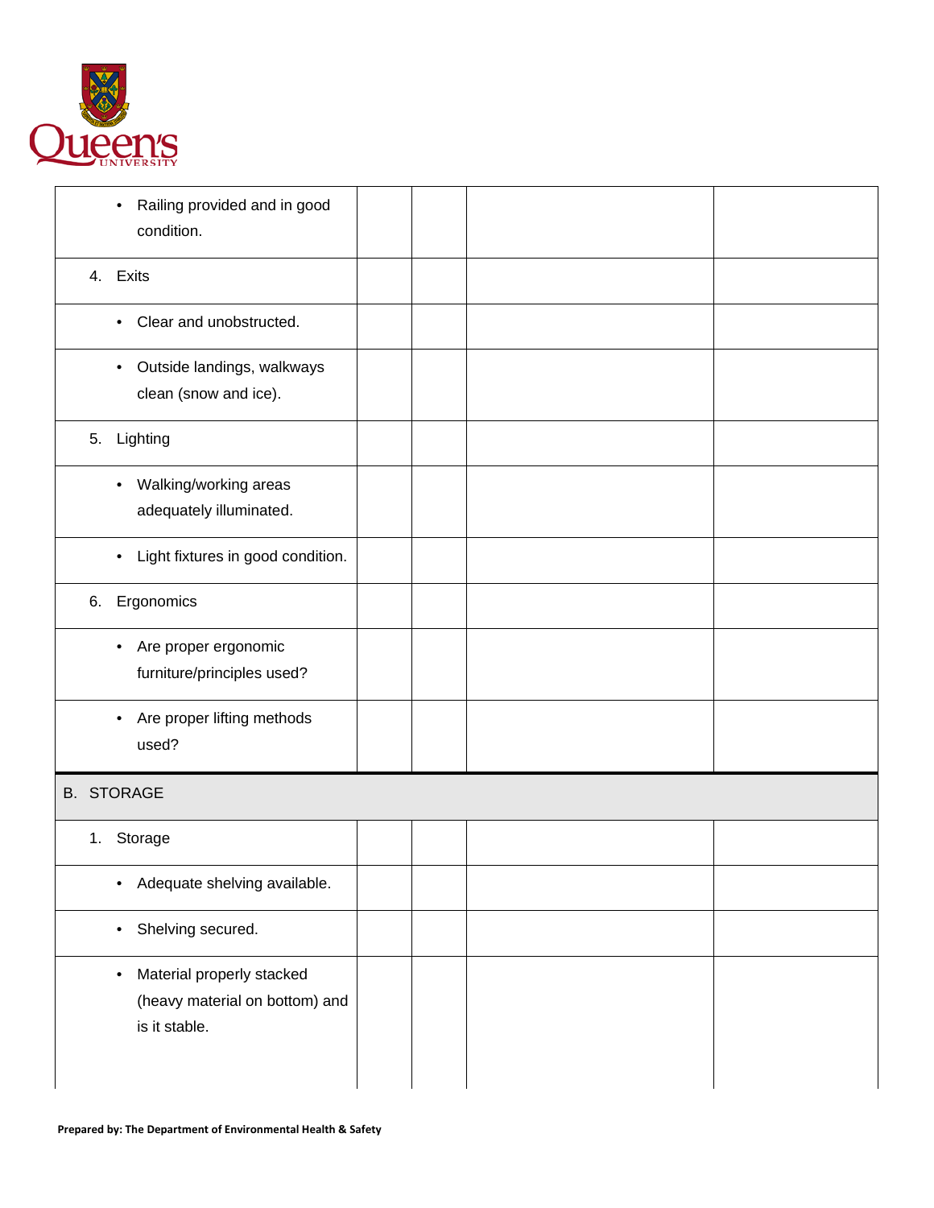| | | | | |
|---|---|---|---|---|
| • Railing provided and in good condition. | | | | |
| 4. Exits | | | | |
| • Clear and unobstructed. | | | | |
| • Outside landings, walkways clean (snow and ice). | | | | |
| 5. Lighting | | | | |
| • Walking/working areas adequately illuminated. | | | | |
| • Light fixtures in good condition. | | | | |
| 6. Ergonomics | | | | |
| • Are proper ergonomic furniture/principles used? | | | | |
| • Are proper lifting methods used? | | | | |
| B. STORAGE | | | | |
| 1. Storage | | | | |
| • Adequate shelving available. | | | | |
| • Shelving secured. | | | | |
| • Material properly stacked (heavy material on bottom) and is it stable. | | | | |

**Prepared by: The Department of Environmental Health & Safety**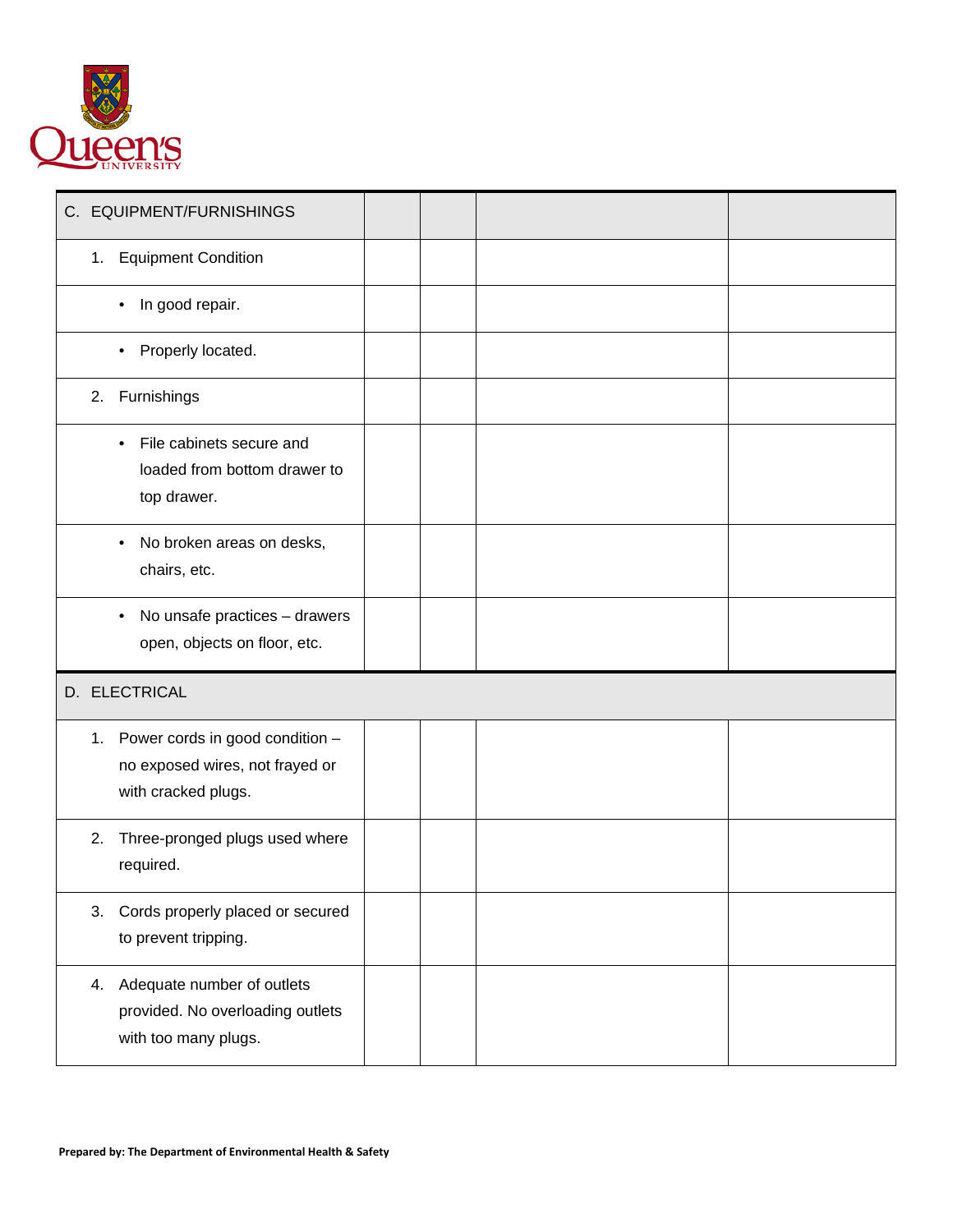| C. EQUIPMENT/FURNISHINGS | | | | |
|---|---|---|---|---|
| 1. Equipment Condition | | | | |
| • In good repair. | | | | |
| • Properly located. | | | | |
| 2. Furnishings | | | | |
| • File cabinets secure and loaded from bottom drawer to top drawer. | | | | |
| • No broken areas on desks, chairs, etc. | | | | |
| • No unsafe practices – drawers open, objects on floor, etc. | | | | |
| **D. ELECTRICAL** | | | | |
| 1. Power cords in good condition – no exposed wires, not frayed or with cracked plugs. | | | | |
| 2. Three-pronged plugs used where required. | | | | |
| 3. Cords properly placed or secured to prevent tripping. | | | | |
| 4. Adequate number of outlets provided. No overloading outlets with too many plugs. | | | | |

**Prepared by: The Department of Environmental Health & Safety**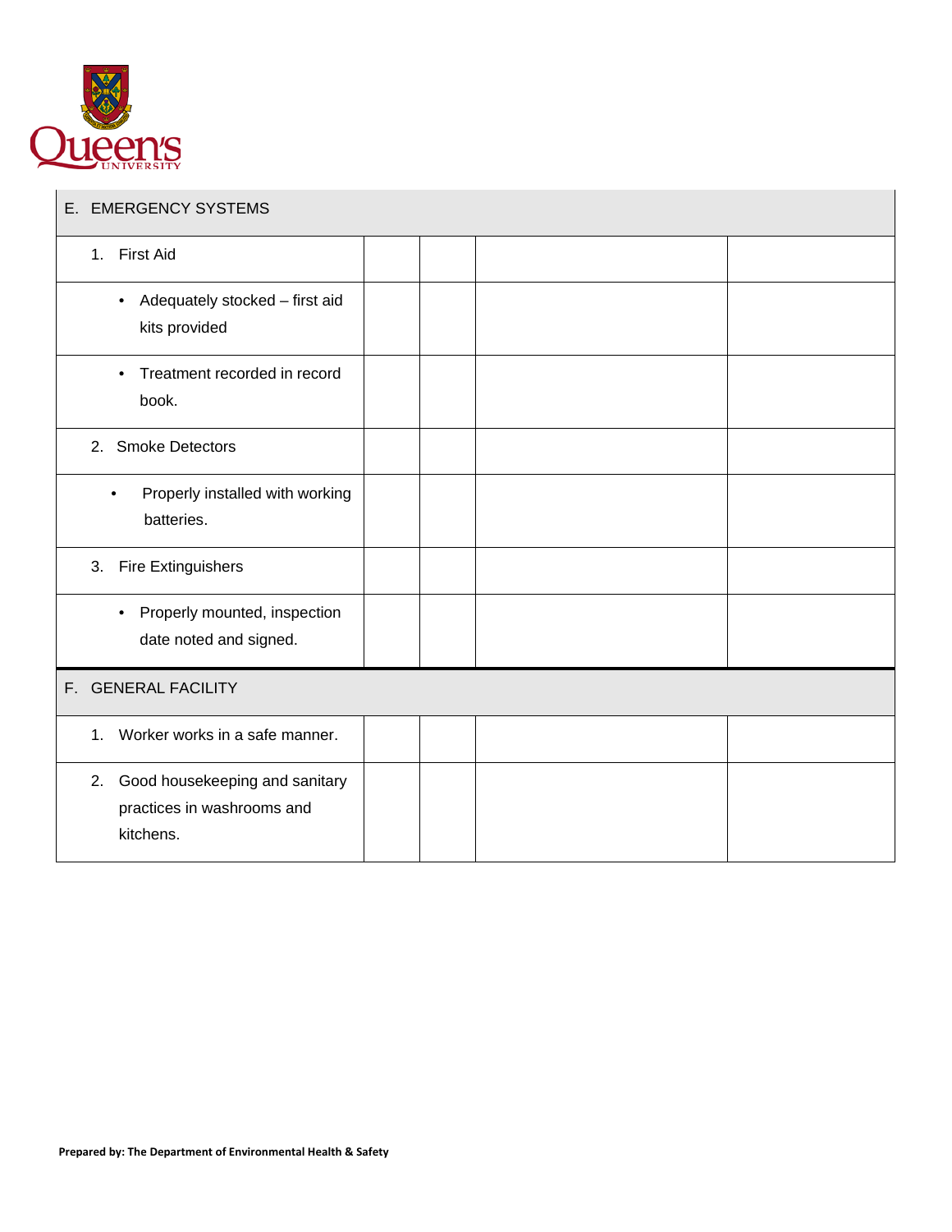| | | | | |
|---|---|---|---|---|
| E. EMERGENCY SYSTEMS | | | | |
| 1. First Aid | | | | |
| • Adequately stocked – first aid kits provided | | | | |
| • Treatment recorded in record book. | | | | |
| 2. Smoke Detectors | | | | |
| • Properly installed with working batteries. | | | | |
| 3. Fire Extinguishers | | | | |
| • Properly mounted, inspection date noted and signed. | | | | |
| F. GENERAL FACILITY | | | | |
| 1. Worker works in a safe manner. | | | | |
| 2. Good housekeeping and sanitary practices in washrooms and kitchens. | | | | |

**Prepared by: The Department of Environmental Health & Safety**